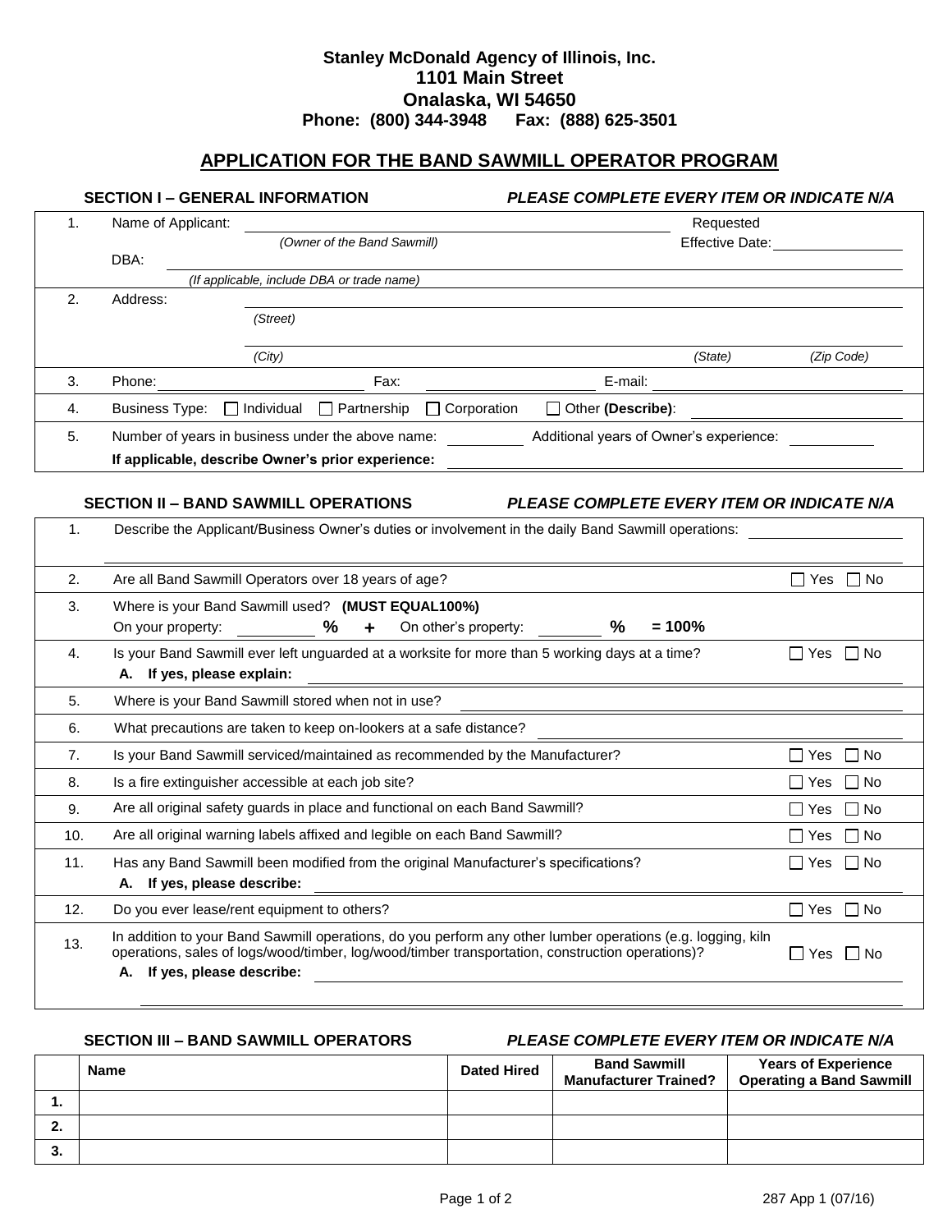**Stanley McDonald Agency of Illinois, Inc.**
**1101 Main Street**
**Onalaska, WI 54650**
**Phone: (800) 344-3948 Fax: (888) 625-3501**

# APPLICATION FOR THE BAND SAWMILL OPERATOR PROGRAM

## SECTION I – GENERAL INFORMATION

*PLEASE COMPLETE EVERY ITEM OR INDICATE N/A*

1. Name of Applicant: ______________________ Requested Effective Date: ____________
   *(Owner of the Band Sawmill)*
   DBA: ______________________
   *(If applicable, include DBA or trade name)*
2. Address: ______________________
   *(Street)*
   ______________________ *(City)* ______ *(State)* ______ *(Zip Code)*
3. Phone: ____________ Fax: ____________ E-mail: ____________
4. Business Type: ☐ Individual ☐ Partnership ☐ Corporation ☐ Other **(Describe)**: ____________
5. Number of years in business under the above name: ______ Additional years of Owner's experience: ______
   **If applicable, describe Owner's prior experience:** ____________

## SECTION II – BAND SAWMILL OPERATIONS

*PLEASE COMPLETE EVERY ITEM OR INDICATE N/A*

1. Describe the Applicant/Business Owner's duties or involvement in the daily Band Sawmill operations: ____________
2. Are all Band Sawmill Operators over 18 years of age? ☐ Yes ☐ No
3. Where is your Band Sawmill used? **(MUST EQUAL100%)**
   On your property: ______ **%** **+** On other's property: ______ **%** **= 100%**
4. Is your Band Sawmill ever left unguarded at a worksite for more than 5 working days at a time? ☐ Yes ☐ No
   **A. If yes, please explain:** ____________
5. Where is your Band Sawmill stored when not in use? ____________
6. What precautions are taken to keep on-lookers at a safe distance? ____________
7. Is your Band Sawmill serviced/maintained as recommended by the Manufacturer? ☐ Yes ☐ No
8. Is a fire extinguisher accessible at each job site? ☐ Yes ☐ No
9. Are all original safety guards in place and functional on each Band Sawmill? ☐ Yes ☐ No
10. Are all original warning labels affixed and legible on each Band Sawmill? ☐ Yes ☐ No
11. Has any Band Sawmill been modified from the original Manufacturer's specifications? ☐ Yes ☐ No
    **A. If yes, please describe:** ____________
12. Do you ever lease/rent equipment to others? ☐ Yes ☐ No
13. In addition to your Band Sawmill operations, do you perform any other lumber operations (e.g. logging, kiln operations, sales of logs/wood/timber, log/wood/timber transportation, construction operations)? ☐ Yes ☐ No
    **A. If yes, please describe:** ____________

## SECTION III – BAND SAWMILL OPERATORS

*PLEASE COMPLETE EVERY ITEM OR INDICATE N/A*

| | Name | Dated Hired | Band Sawmill Manufacturer Trained? | Years of Experience Operating a Band Sawmill |
|---|---|---|---|---|
| **1.** | | | | |
| **2.** | | | | |
| **3.** | | | | |

287 App 1 (07/16)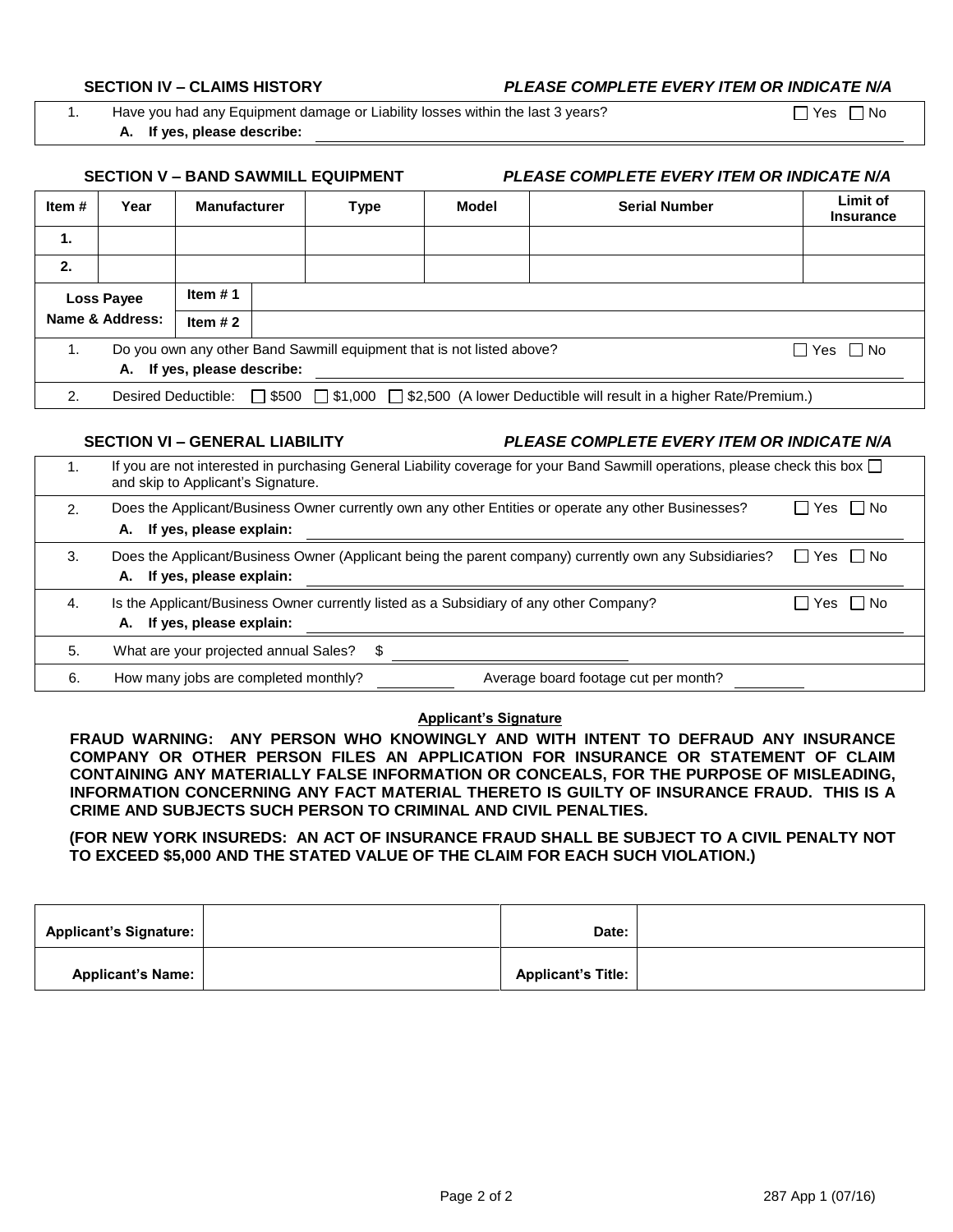## SECTION IV – CLAIMS HISTORY

*PLEASE COMPLETE EVERY ITEM OR INDICATE N/A*

1. Have you had any Equipment damage or Liability losses within the last 3 years? ☐ Yes ☐ No
   **A. If yes, please describe:** ____________________

## SECTION V – BAND SAWMILL EQUIPMENT

*PLEASE COMPLETE EVERY ITEM OR INDICATE N/A*

| Item # | Year | Manufacturer | Type | Model | Serial Number | Limit of Insurance |
|---|---|---|---|---|---|---|
| 1. | | | | | | |
| 2. | | | | | | |

| Loss Payee Name & Address: | |
|---|---|
| Item # 1 | |
| Item # 2 | |

1. Do you own any other Band Sawmill equipment that is not listed above? ☐ Yes ☐ No
   **A. If yes, please describe:** ____________________
2. Desired Deductible: ☐ $500 ☐ $1,000 ☐ $2,500 (A lower Deductible will result in a higher Rate/Premium.)

## SECTION VI – GENERAL LIABILITY

*PLEASE COMPLETE EVERY ITEM OR INDICATE N/A*

1. If you are not interested in purchasing General Liability coverage for your Band Sawmill operations, please check this box ☐ and skip to Applicant's Signature.
2. Does the Applicant/Business Owner currently own any other Entities or operate any other Businesses? ☐ Yes ☐ No
   **A. If yes, please explain:** ____________________
3. Does the Applicant/Business Owner (Applicant being the parent company) currently own any Subsidiaries? ☐ Yes ☐ No
   **A. If yes, please explain:** ____________________
4. Is the Applicant/Business Owner currently listed as a Subsidiary of any other Company? ☐ Yes ☐ No
   **A. If yes, please explain:** ____________________
5. What are your projected annual Sales? $ ____________________
6. How many jobs are completed monthly? __________ Average board footage cut per month? __________

### Applicant's Signature

**FRAUD WARNING: ANY PERSON WHO KNOWINGLY AND WITH INTENT TO DEFRAUD ANY INSURANCE COMPANY OR OTHER PERSON FILES AN APPLICATION FOR INSURANCE OR STATEMENT OF CLAIM CONTAINING ANY MATERIALLY FALSE INFORMATION OR CONCEALS, FOR THE PURPOSE OF MISLEADING, INFORMATION CONCERNING ANY FACT MATERIAL THERETO IS GUILTY OF INSURANCE FRAUD. THIS IS A CRIME AND SUBJECTS SUCH PERSON TO CRIMINAL AND CIVIL PENALTIES.**

**(FOR NEW YORK INSUREDS: AN ACT OF INSURANCE FRAUD SHALL BE SUBJECT TO A CIVIL PENALTY NOT TO EXCEED $5,000 AND THE STATED VALUE OF THE CLAIM FOR EACH SUCH VIOLATION.)**

| | | | |
|---|---|---|---|
| **Applicant's Signature:** | | **Date:** | |
| **Applicant's Name:** | | **Applicant's Title:** | |

287 App 1 (07/16)